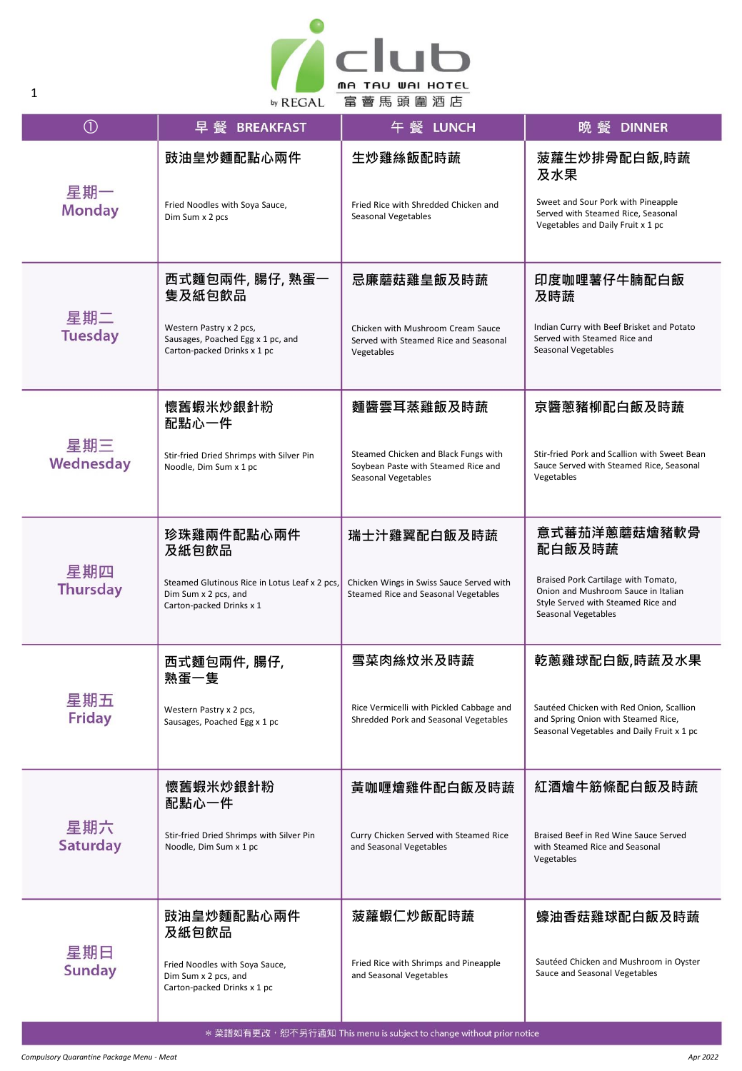# iclub Ma Tau Wai Hotel by REGAL 富薈馬頭圍酒店

| ① | 早餐 BREAKFAST | 午餐 LUNCH | 晚餐 DINNER |
|---|---|---|---|
| 星期一 Monday | 豉油皇炒麵配點心兩件<br>Fried Noodles with Soya Sauce, Dim Sum x 2 pcs | 生炒雞絲飯配時蔬<br>Fried Rice with Shredded Chicken and Seasonal Vegetables | 菠蘿生炒排骨配白飯,時蔬及水果<br>Sweet and Sour Pork with Pineapple Served with Steamed Rice, Seasonal Vegetables and Daily Fruit x 1 pc |
| 星期二 Tuesday | 西式麵包兩件, 腸仔, 熟蛋一隻及紙包飲品<br>Western Pastry x 2 pcs, Sausages, Poached Egg x 1 pc, and Carton-packed Drinks x 1 pc | 忌廉蘑菇雞皇飯及時蔬<br>Chicken with Mushroom Cream Sauce Served with Steamed Rice and Seasonal Vegetables | 印度咖哩薯仔牛腩配白飯及時蔬<br>Indian Curry with Beef Brisket and Potato Served with Steamed Rice and Seasonal Vegetables |
| 星期三 Wednesday | 懷舊蝦米炒銀針粉配點心一件<br>Stir-fried Dried Shrimps with Silver Pin Noodle, Dim Sum x 1 pc | 麵醬雲耳蒸雞飯及時蔬<br>Steamed Chicken and Black Fungs with Soybean Paste with Steamed Rice and Seasonal Vegetables | 京醬蔥豬柳配白飯及時蔬<br>Stir-fried Pork and Scallion with Sweet Bean Sauce Served with Steamed Rice, Seasonal Vegetables |
| 星期四 Thursday | 珍珠雞兩件配點心兩件及紙包飲品<br>Steamed Glutinous Rice in Lotus Leaf x 2 pcs, Dim Sum x 2 pcs, and Carton-packed Drinks x 1 | 瑞士汁雞翼配白飯及時蔬<br>Chicken Wings in Swiss Sauce Served with Steamed Rice and Seasonal Vegetables | 意式蕃茄洋蔥蘑菇燴豬軟骨配白飯及時蔬<br>Braised Pork Cartilage with Tomato, Onion and Mushroom Sauce in Italian Style Served with Steamed Rice and Seasonal Vegetables |
| 星期五 Friday | 西式麵包兩件, 腸仔, 熟蛋一隻<br>Western Pastry x 2 pcs, Sausages, Poached Egg x 1 pc | 雪菜肉絲炆米及時蔬<br>Rice Vermicelli with Pickled Cabbage and Shredded Pork and Seasonal Vegetables | 乾蔥雞球配白飯,時蔬及水果<br>Sautéed Chicken with Red Onion, Scallion and Spring Onion with Steamed Rice, Seasonal Vegetables and Daily Fruit x 1 pc |
| 星期六 Saturday | 懷舊蝦米炒銀針粉配點心一件<br>Stir-fried Dried Shrimps with Silver Pin Noodle, Dim Sum x 1 pc | 黃咖喱燴雞件配白飯及時蔬<br>Curry Chicken Served with Steamed Rice and Seasonal Vegetables | 紅酒燴牛筋條配白飯及時蔬<br>Braised Beef in Red Wine Sauce Served with Steamed Rice and Seasonal Vegetables |
| 星期日 Sunday | 豉油皇炒麵配點心兩件及紙包飲品<br>Fried Noodles with Soya Sauce, Dim Sum x 2 pcs, and Carton-packed Drinks x 1 pc | 菠蘿蝦仁炒飯配時蔬<br>Fried Rice with Shrimps and Pineapple and Seasonal Vegetables | 蠔油香菇雞球配白飯及時蔬<br>Sautéed Chicken and Mushroom in Oyster Sauce and Seasonal Vegetables |

* 菜譜如有更改，恕不另行通知 This menu is subject to change without prior notice

*Compulsory Quarantine Package Menu - Meat*

*Apr 2022*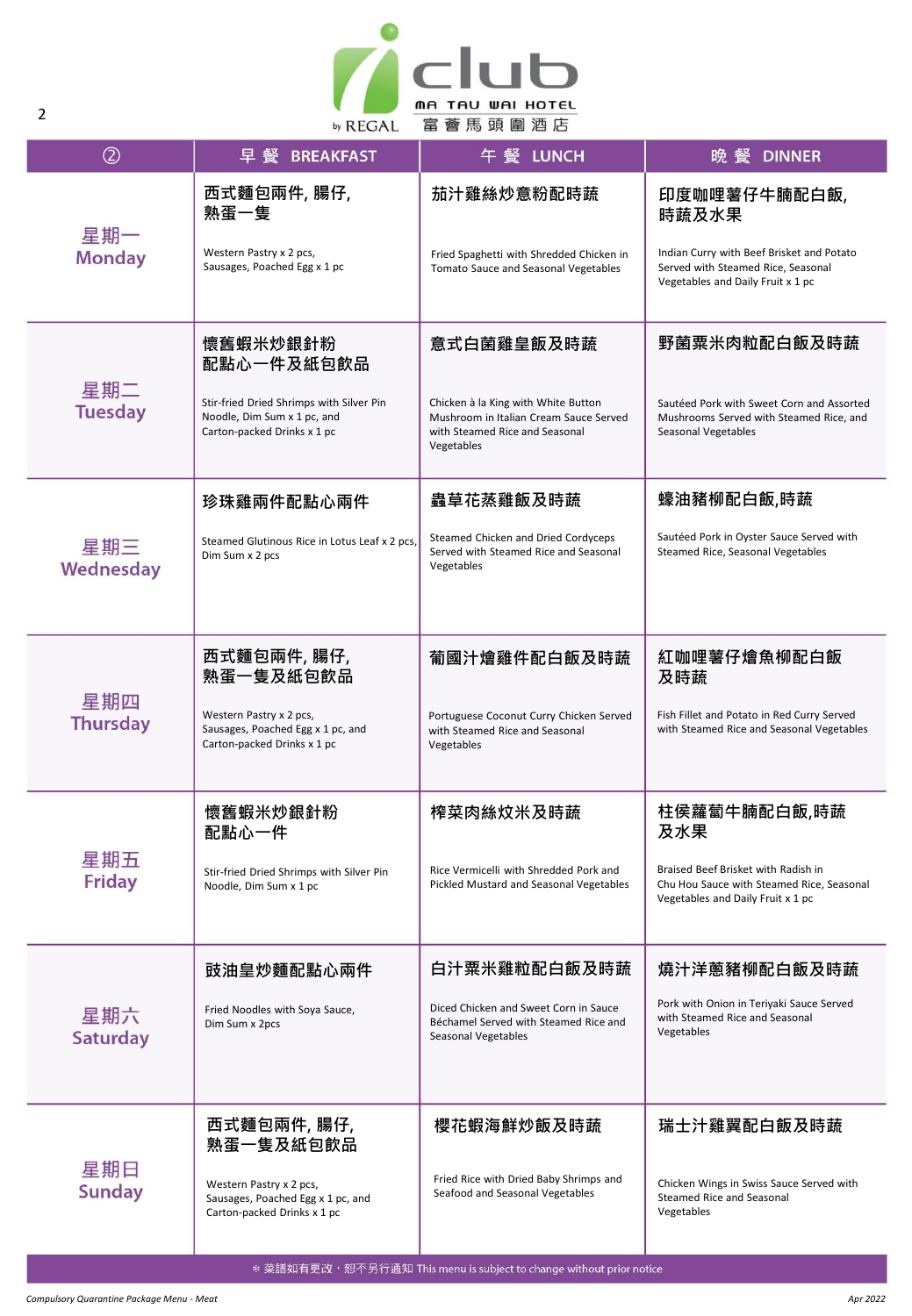| ② | 早 餐 BREAKFAST | 午 餐 LUNCH | 晚 餐 DINNER |
|---|---|---|---|
| 星期一 Monday | 西式麵包兩件, 腸仔, 熟蛋一隻<br><br>Western Pastry x 2 pcs, Sausages, Poached Egg x 1 pc | 茄汁雞絲炒意粉配時蔬<br><br>Fried Spaghetti with Shredded Chicken in Tomato Sauce and Seasonal Vegetables | 印度咖喱薯仔牛腩配白飯, 時蔬及水果<br><br>Indian Curry with Beef Brisket and Potato Served with Steamed Rice, Seasonal Vegetables and Daily Fruit x 1 pc |
| 星期二 Tuesday | 懷舊蝦米炒銀針粉配點心一件及紙包飲品<br><br>Stir-fried Dried Shrimps with Silver Pin Noodle, Dim Sum x 1 pc, and Carton-packed Drinks x 1 pc | 意式白菌雞皇飯及時蔬<br><br>Chicken à la King with White Button Mushroom in Italian Cream Sauce Served with Steamed Rice and Seasonal Vegetables | 野菌粟米肉粒配白飯及時蔬<br><br>Sautéed Pork with Sweet Corn and Assorted Mushrooms Served with Steamed Rice, and Seasonal Vegetables |
| 星期三 Wednesday | 珍珠雞兩件配點心兩件<br><br>Steamed Glutinous Rice in Lotus Leaf x 2 pcs, Dim Sum x 2 pcs | 蟲草花蒸雞飯及時蔬<br><br>Steamed Chicken and Dried Cordyceps Served with Steamed Rice and Seasonal Vegetables | 蠔油豬柳配白飯,時蔬<br><br>Sautéed Pork in Oyster Sauce Served with Steamed Rice, Seasonal Vegetables |
| 星期四 Thursday | 西式麵包兩件, 腸仔, 熟蛋一隻及紙包飲品<br><br>Western Pastry x 2 pcs, Sausages, Poached Egg x 1 pc, and Carton-packed Drinks x 1 pc | 葡國汁燴雞件配白飯及時蔬<br><br>Portuguese Coconut Curry Chicken Served with Steamed Rice and Seasonal Vegetables | 紅咖哩薯仔燴魚柳配白飯及時蔬<br><br>Fish Fillet and Potato in Red Curry Served with Steamed Rice and Seasonal Vegetables |
| 星期五 Friday | 懷舊蝦米炒銀針粉配點心一件<br><br>Stir-fried Dried Shrimps with Silver Pin Noodle, Dim Sum x 1 pc | 榨菜肉絲炆米及時蔬<br><br>Rice Vermicelli with Shredded Pork and Pickled Mustard and Seasonal Vegetables | 柱侯蘿蔔牛腩配白飯,時蔬及水果<br><br>Braised Beef Brisket with Radish in Chu Hou Sauce with Steamed Rice, Seasonal Vegetables and Daily Fruit x 1 pc |
| 星期六 Saturday | 豉油皇炒麵配點心兩件<br><br>Fried Noodles with Soya Sauce, Dim Sum x 2pcs | 白汁粟米雞粒配白飯及時蔬<br><br>Diced Chicken and Sweet Corn in Sauce Béchamel Served with Steamed Rice and Seasonal Vegetables | 燒汁洋蔥豬柳配白飯及時蔬<br><br>Pork with Onion in Teriyaki Sauce Served with Steamed Rice and Seasonal Vegetables |
| 星期日 Sunday | 西式麵包兩件, 腸仔, 熟蛋一隻及紙包飲品<br><br>Western Pastry x 2 pcs, Sausages, Poached Egg x 1 pc, and Carton-packed Drinks x 1 pc | 櫻花蝦海鮮炒飯及時蔬<br><br>Fried Rice with Dried Baby Shrimps and Seafood and Seasonal Vegetables | 瑞士汁雞翼配白飯及時蔬<br><br>Chicken Wings in Swiss Sauce Served with Steamed Rice and Seasonal Vegetables |

* 菜譜如有更改，恕不另行通知 This menu is subject to change without prior notice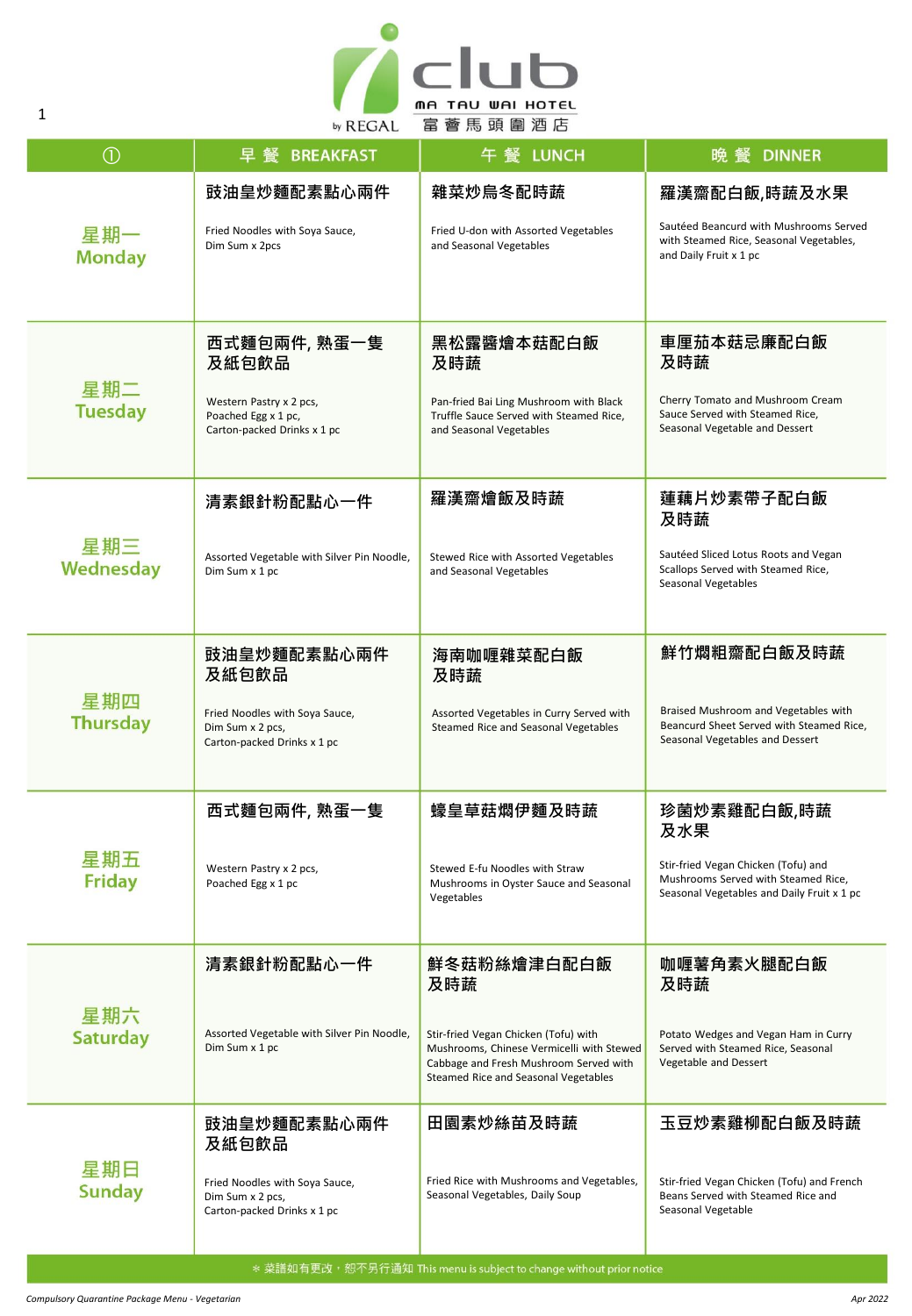# iclub Ma Tau Wai Hotel by REGAL 富薈馬頭圍酒店

1

| ① | 早 餐 BREAKFAST | 午 餐 LUNCH | 晚 餐 DINNER |
|---|---|---|---|
| 星期一 Monday | 豉油皇炒麵配素點心兩件<br><br>Fried Noodles with Soya Sauce, Dim Sum x 2pcs | 雜菜炒烏冬配時蔬<br><br>Fried U-don with Assorted Vegetables and Seasonal Vegetables | 羅漢齋配白飯,時蔬及水果<br><br>Sautéed Beancurd with Mushrooms Served with Steamed Rice, Seasonal Vegetables, and Daily Fruit x 1 pc |
| 星期二 Tuesday | 西式麵包兩件, 熟蛋一隻及紙包飲品<br><br>Western Pastry x 2 pcs, Poached Egg x 1 pc, Carton-packed Drinks x 1 pc | 黑松露醬燴本菇配白飯及時蔬<br><br>Pan-fried Bai Ling Mushroom with Black Truffle Sauce Served with Steamed Rice, and Seasonal Vegetables | 車厘茄本菇忌廉配白飯及時蔬<br><br>Cherry Tomato and Mushroom Cream Sauce Served with Steamed Rice, Seasonal Vegetable and Dessert |
| 星期三 Wednesday | 清素銀針粉配點心一件<br><br>Assorted Vegetable with Silver Pin Noodle, Dim Sum x 1 pc | 羅漢齋燴飯及時蔬<br><br>Stewed Rice with Assorted Vegetables and Seasonal Vegetables | 蓮藕片炒素帶子配白飯及時蔬<br><br>Sautéed Sliced Lotus Roots and Vegan Scallops Served with Steamed Rice, Seasonal Vegetables |
| 星期四 Thursday | 豉油皇炒麵配素點心兩件及紙包飲品<br><br>Fried Noodles with Soya Sauce, Dim Sum x 2 pcs, Carton-packed Drinks x 1 pc | 海南咖喱雜菜配白飯及時蔬<br><br>Assorted Vegetables in Curry Served with Steamed Rice and Seasonal Vegetables | 鮮竹燜粗齋配白飯及時蔬<br><br>Braised Mushroom and Vegetables with Beancurd Sheet Served with Steamed Rice, Seasonal Vegetables and Dessert |
| 星期五 Friday | 西式麵包兩件, 熟蛋一隻<br><br>Western Pastry x 2 pcs, Poached Egg x 1 pc | 蠔皇草菇燜伊麵及時蔬<br><br>Stewed E-fu Noodles with Straw Mushrooms in Oyster Sauce and Seasonal Vegetables | 珍菌炒素雞配白飯,時蔬及水果<br><br>Stir-fried Vegan Chicken (Tofu) and Mushrooms Served with Steamed Rice, Seasonal Vegetables and Daily Fruit x 1 pc |
| 星期六 Saturday | 清素銀針粉配點心一件<br><br>Assorted Vegetable with Silver Pin Noodle, Dim Sum x 1 pc | 鮮冬菇粉絲燴津白配白飯及時蔬<br><br>Stir-fried Vegan Chicken (Tofu) with Mushrooms, Chinese Vermicelli with Stewed Cabbage and Fresh Mushroom Served with Steamed Rice and Seasonal Vegetables | 咖喱薯角素火腿配白飯及時蔬<br><br>Potato Wedges and Vegan Ham in Curry Served with Steamed Rice, Seasonal Vegetable and Dessert |
| 星期日 Sunday | 豉油皇炒麵配素點心兩件及紙包飲品<br><br>Fried Noodles with Soya Sauce, Dim Sum x 2 pcs, Carton-packed Drinks x 1 pc | 田園素炒絲苗及時蔬<br><br>Fried Rice with Mushrooms and Vegetables, Seasonal Vegetables, Daily Soup | 玉豆炒素雞柳配白飯及時蔬<br><br>Stir-fried Vegan Chicken (Tofu) and French Beans Served with Steamed Rice and Seasonal Vegetable |

＊菜譜如有更改，恕不另行通知 This menu is subject to change without prior notice

*Compulsory Quarantine Package Menu - Vegetarian*

*Apr 2022*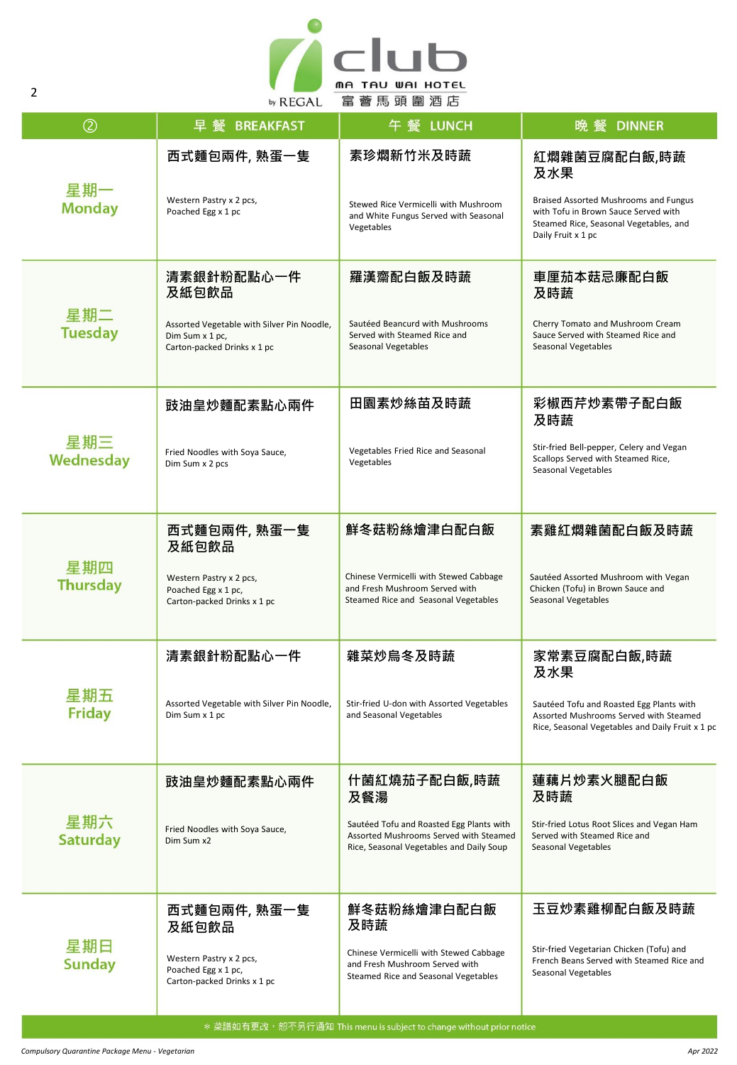# iclub Ma Tau Wai Hotel 富薈馬頭圍酒店

| ② | 早 餐 BREAKFAST | 午 餐 LUNCH | 晚 餐 DINNER |
|---|---|---|---|
| 星期一 Monday | 西式麵包兩件, 熟蛋一隻<br>Western Pastry x 2 pcs, Poached Egg x 1 pc | 素珍燜新竹米及時蔬<br>Stewed Rice Vermicelli with Mushroom and White Fungus Served with Seasonal Vegetables | 紅燜雜菌豆腐配白飯,時蔬及水果<br>Braised Assorted Mushrooms and Fungus with Tofu in Brown Sauce Served with Steamed Rice, Seasonal Vegetables, and Daily Fruit x 1 pc |
| 星期二 Tuesday | 清素銀針粉配點心一件及紙包飲品<br>Assorted Vegetable with Silver Pin Noodle, Dim Sum x 1 pc, Carton-packed Drinks x 1 pc | 羅漢齋配白飯及時蔬<br>Sautéed Beancurd with Mushrooms Served with Steamed Rice and Seasonal Vegetables | 車厘茄本菇忌廉配白飯及時蔬<br>Cherry Tomato and Mushroom Cream Sauce Served with Steamed Rice and Seasonal Vegetables |
| 星期三 Wednesday | 豉油皇炒麵配素點心兩件<br>Fried Noodles with Soya Sauce, Dim Sum x 2 pcs | 田園素炒絲苗及時蔬<br>Vegetables Fried Rice and Seasonal Vegetables | 彩椒西芹炒素帶子配白飯及時蔬<br>Stir-fried Bell-pepper, Celery and Vegan Scallops Served with Steamed Rice, Seasonal Vegetables |
| 星期四 Thursday | 西式麵包兩件, 熟蛋一隻及紙包飲品<br>Western Pastry x 2 pcs, Poached Egg x 1 pc, Carton-packed Drinks x 1 pc | 鮮冬菇粉絲燴津白配白飯<br>Chinese Vermicelli with Stewed Cabbage and Fresh Mushroom Served with Steamed Rice and Seasonal Vegetables | 素雞紅燜雜菌配白飯及時蔬<br>Sautéed Assorted Mushroom with Vegan Chicken (Tofu) in Brown Sauce and Seasonal Vegetables |
| 星期五 Friday | 清素銀針粉配點心一件<br>Assorted Vegetable with Silver Pin Noodle, Dim Sum x 1 pc | 雜菜炒烏冬及時蔬<br>Stir-fried U-don with Assorted Vegetables and Seasonal Vegetables | 家常素豆腐配白飯,時蔬及水果<br>Sautéed Tofu and Roasted Egg Plants with Assorted Mushrooms Served with Steamed Rice, Seasonal Vegetables and Daily Fruit x 1 pc |
| 星期六 Saturday | 豉油皇炒麵配素點心兩件<br>Fried Noodles with Soya Sauce, Dim Sum x2 | 什菌紅燒茄子配白飯,時蔬及餐湯<br>Sautéed Tofu and Roasted Egg Plants with Assorted Mushrooms Served with Steamed Rice, Seasonal Vegetables and Daily Soup | 蓮藕片炒素火腿配白飯及時蔬<br>Stir-fried Lotus Root Slices and Vegan Ham Served with Steamed Rice and Seasonal Vegetables |
| 星期日 Sunday | 西式麵包兩件, 熟蛋一隻及紙包飲品<br>Western Pastry x 2 pcs, Poached Egg x 1 pc, Carton-packed Drinks x 1 pc | 鮮冬菇粉絲燴津白配白飯及時蔬<br>Chinese Vermicelli with Stewed Cabbage and Fresh Mushroom Served with Steamed Rice and Seasonal Vegetables | 玉豆炒素雞柳配白飯及時蔬<br>Stir-fried Vegetarian Chicken (Tofu) and French Beans Served with Steamed Rice and Seasonal Vegetables |

＊菜譜如有更改，恕不另行通知 This menu is subject to change without prior notice

*Compulsory Quarantine Package Menu - Vegetarian*

*Apr 2022*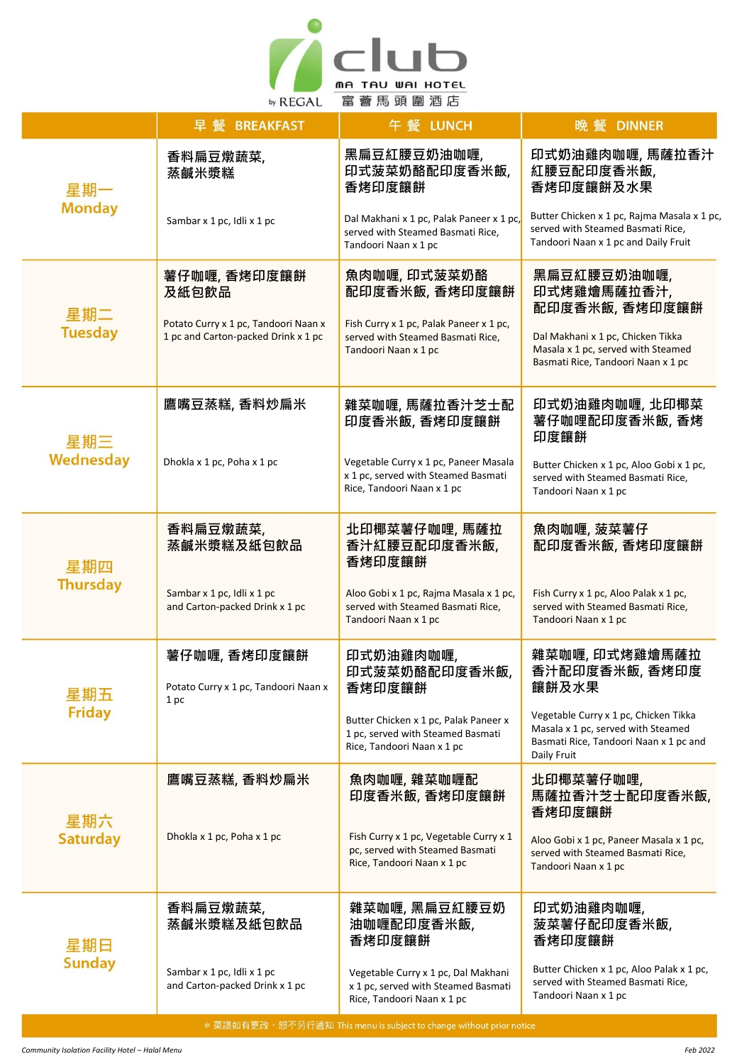# iclub MA TAU WAI HOTEL 富薈馬頭圍酒店

by REGAL

| | 早餐 BREAKFAST | 午餐 LUNCH | 晚餐 DINNER |
|---|---|---|---|
| 星期一 Monday | 香料扁豆燉蔬菜, 蒸鹹米漿糕<br><br>Sambar x 1 pc, Idli x 1 pc | 黑扁豆紅腰豆奶油咖喱, 印式菠菜奶酪配印度香米飯, 香烤印度饢餅<br><br>Dal Makhani x 1 pc, Palak Paneer x 1 pc, served with Steamed Basmati Rice, Tandoori Naan x 1 pc | 印式奶油雞肉咖喱, 馬薩拉香汁紅腰豆配印度香米飯, 香烤印度饢餅及水果<br><br>Butter Chicken x 1 pc, Rajma Masala x 1 pc, served with Steamed Basmati Rice, Tandoori Naan x 1 pc and Daily Fruit |
| 星期二 Tuesday | 薯仔咖喱, 香烤印度饢餅及紙包飲品<br><br>Potato Curry x 1 pc, Tandoori Naan x 1 pc and Carton-packed Drink x 1 pc | 魚肉咖喱, 印式菠菜奶酪配印度香米飯, 香烤印度饢餅<br><br>Fish Curry x 1 pc, Palak Paneer x 1 pc, served with Steamed Basmati Rice, Tandoori Naan x 1 pc | 黑扁豆紅腰豆奶油咖喱, 印式烤雞燴馬薩拉香汁, 配印度香米飯, 香烤印度饢餅<br><br>Dal Makhani x 1 pc, Chicken Tikka Masala x 1 pc, served with Steamed Basmati Rice, Tandoori Naan x 1 pc |
| 星期三 Wednesday | 鷹嘴豆蒸糕, 香料炒扁米<br><br>Dhokla x 1 pc, Poha x 1 pc | 雜菜咖喱, 馬薩拉香汁芝士配印度香米飯, 香烤印度饢餅<br><br>Vegetable Curry x 1 pc, Paneer Masala x 1 pc, served with Steamed Basmati Rice, Tandoori Naan x 1 pc | 印式奶油雞肉咖喱, 北印椰菜薯仔咖喱配印度香米飯, 香烤印度饢餅<br><br>Butter Chicken x 1 pc, Aloo Gobi x 1 pc, served with Steamed Basmati Rice, Tandoori Naan x 1 pc |
| 星期四 Thursday | 香料扁豆燉蔬菜, 蒸鹹米漿糕及紙包飲品<br><br>Sambar x 1 pc, Idli x 1 pc and Carton-packed Drink x 1 pc | 北印椰菜薯仔咖喱, 馬薩拉香汁紅腰豆配印度香米飯, 香烤印度饢餅<br><br>Aloo Gobi x 1 pc, Rajma Masala x 1 pc, served with Steamed Basmati Rice, Tandoori Naan x 1 pc | 魚肉咖喱, 菠菜薯仔配印度香米飯, 香烤印度饢餅<br><br>Fish Curry x 1 pc, Aloo Palak x 1 pc, served with Steamed Basmati Rice, Tandoori Naan x 1 pc |
| 星期五 Friday | 薯仔咖喱, 香烤印度饢餅<br><br>Potato Curry x 1 pc, Tandoori Naan x 1 pc | 印式奶油雞肉咖喱, 印式菠菜奶酪配印度香米飯, 香烤印度饢餅<br><br>Butter Chicken x 1 pc, Palak Paneer x 1 pc, served with Steamed Basmati Rice, Tandoori Naan x 1 pc | 雜菜咖喱, 印式烤雞燴馬薩拉香汁配印度香米飯, 香烤印度饢餅及水果<br><br>Vegetable Curry x 1 pc, Chicken Tikka Masala x 1 pc, served with Steamed Basmati Rice, Tandoori Naan x 1 pc and Daily Fruit |
| 星期六 Saturday | 鷹嘴豆蒸糕, 香料炒扁米<br><br>Dhokla x 1 pc, Poha x 1 pc | 魚肉咖喱, 雜菜咖喱配印度香米飯, 香烤印度饢餅<br><br>Fish Curry x 1 pc, Vegetable Curry x 1 pc, served with Steamed Basmati Rice, Tandoori Naan x 1 pc | 北印椰菜薯仔咖喱, 馬薩拉香汁芝士配印度香米飯, 香烤印度饢餅<br><br>Aloo Gobi x 1 pc, Paneer Masala x 1 pc, served with Steamed Basmati Rice, Tandoori Naan x 1 pc |
| 星期日 Sunday | 香料扁豆燉蔬菜, 蒸鹹米漿糕及紙包飲品<br><br>Sambar x 1 pc, Idli x 1 pc and Carton-packed Drink x 1 pc | 雜菜咖喱, 黑扁豆紅腰豆奶油咖喱配印度香米飯, 香烤印度饢餅<br><br>Vegetable Curry x 1 pc, Dal Makhani x 1 pc, served with Steamed Basmati Rice, Tandoori Naan x 1 pc | 印式奶油雞肉咖喱, 菠菜薯仔配印度香米飯, 香烤印度饢餅<br><br>Butter Chicken x 1 pc, Aloo Palak x 1 pc, served with Steamed Basmati Rice, Tandoori Naan x 1 pc |

＊菜譜如有更改，恕不另行通知 This menu is subject to change without prior notice

*Community Isolation Facility Hotel – Halal Menu*

Feb 2022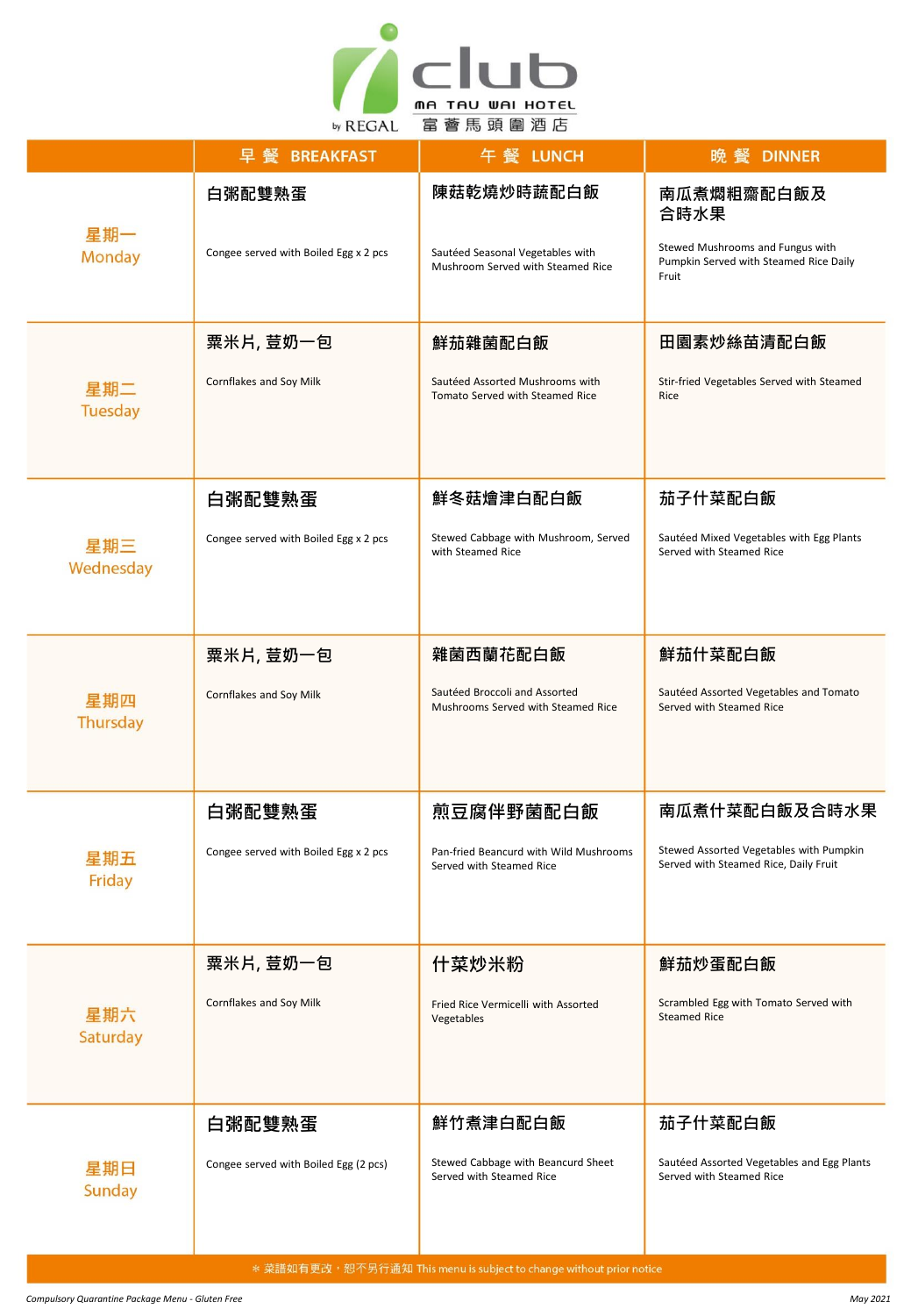# iclub Ma Tau Wai Hotel by REGAL 富薈馬頭圍酒店

| | 早 餐 BREAKFAST | 午 餐 LUNCH | 晚 餐 DINNER |
|---|---|---|---|
| 星期一 Monday | 白粥配雙熟蛋<br>Congee served with Boiled Egg x 2 pcs | 陳菇乾燒炒時蔬配白飯<br>Sautéed Seasonal Vegetables with Mushroom Served with Steamed Rice | 南瓜煮燜粗齋配白飯及合時水果<br>Stewed Mushrooms and Fungus with Pumpkin Served with Steamed Rice Daily Fruit |
| 星期二 Tuesday | 粟米片, 荳奶一包<br>Cornflakes and Soy Milk | 鮮茄雜菌配白飯<br>Sautéed Assorted Mushrooms with Tomato Served with Steamed Rice | 田園素炒絲苗清配白飯<br>Stir-fried Vegetables Served with Steamed Rice |
| 星期三 Wednesday | 白粥配雙熟蛋<br>Congee served with Boiled Egg x 2 pcs | 鮮冬菇燴津白配白飯<br>Stewed Cabbage with Mushroom, Served with Steamed Rice | 茄子什菜配白飯<br>Sautéed Mixed Vegetables with Egg Plants Served with Steamed Rice |
| 星期四 Thursday | 粟米片, 荳奶一包<br>Cornflakes and Soy Milk | 雜菌西蘭花配白飯<br>Sautéed Broccoli and Assorted Mushrooms Served with Steamed Rice | 鮮茄什菜配白飯<br>Sautéed Assorted Vegetables and Tomato Served with Steamed Rice |
| 星期五 Friday | 白粥配雙熟蛋<br>Congee served with Boiled Egg x 2 pcs | 煎豆腐伴野菌配白飯<br>Pan-fried Beancurd with Wild Mushrooms Served with Steamed Rice | 南瓜煮什菜配白飯及合時水果<br>Stewed Assorted Vegetables with Pumpkin Served with Steamed Rice, Daily Fruit |
| 星期六 Saturday | 粟米片, 荳奶一包<br>Cornflakes and Soy Milk | 什菜炒米粉<br>Fried Rice Vermicelli with Assorted Vegetables | 鮮茄炒蛋配白飯<br>Scrambled Egg with Tomato Served with Steamed Rice |
| 星期日 Sunday | 白粥配雙熟蛋<br>Congee served with Boiled Egg (2 pcs) | 鮮竹煮津白配白飯<br>Stewed Cabbage with Beancurd Sheet Served with Steamed Rice | 茄子什菜配白飯<br>Sautéed Assorted Vegetables and Egg Plants Served with Steamed Rice |

＊菜譜如有更改，恕不另行通知 This menu is subject to change without prior notice

*Compulsory Quarantine Package Menu - Gluten Free*

*May 2021*